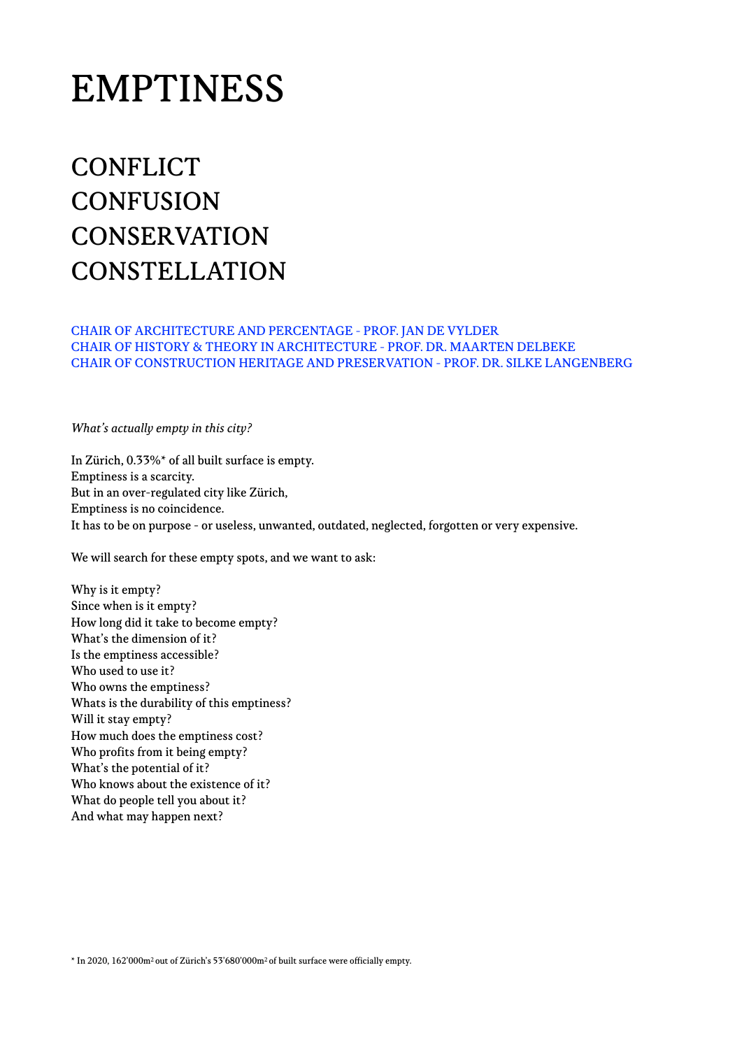# EMPTINESS

## CONFLICT
## CONFUSION
## CONSERVATION
## CONSTELLATION

CHAIR OF ARCHITECTURE AND PERCENTAGE - PROF. JAN DE VYLDER
CHAIR OF HISTORY & THEORY IN ARCHITECTURE - PROF. DR. MAARTEN DELBEKE
CHAIR OF CONSTRUCTION HERITAGE AND PRESERVATION - PROF. DR. SILKE LANGENBERG

*What's actually empty in this city?*

In Zürich, 0.33%* of all built surface is empty.
Emptiness is a scarcity.
But in an over-regulated city like Zürich,
Emptiness is no coincidence.
It has to be on purpose - or useless, unwanted, outdated, neglected, forgotten or very expensive.

We will search for these empty spots, and we want to ask:

Why is it empty?
Since when is it empty?
How long did it take to become empty?
What's the dimension of it?
Is the emptiness accessible?
Who used to use it?
Who owns the emptiness?
Whats is the durability of this emptiness?
Will it stay empty?
How much does the emptiness cost?
Who profits from it being empty?
What's the potential of it?
Who knows about the existence of it?
What do people tell you about it?
And what may happen next?

\* In 2020, 162'000m$^2$ out of Zürich's 53'680'000m$^2$ of built surface were officially empty.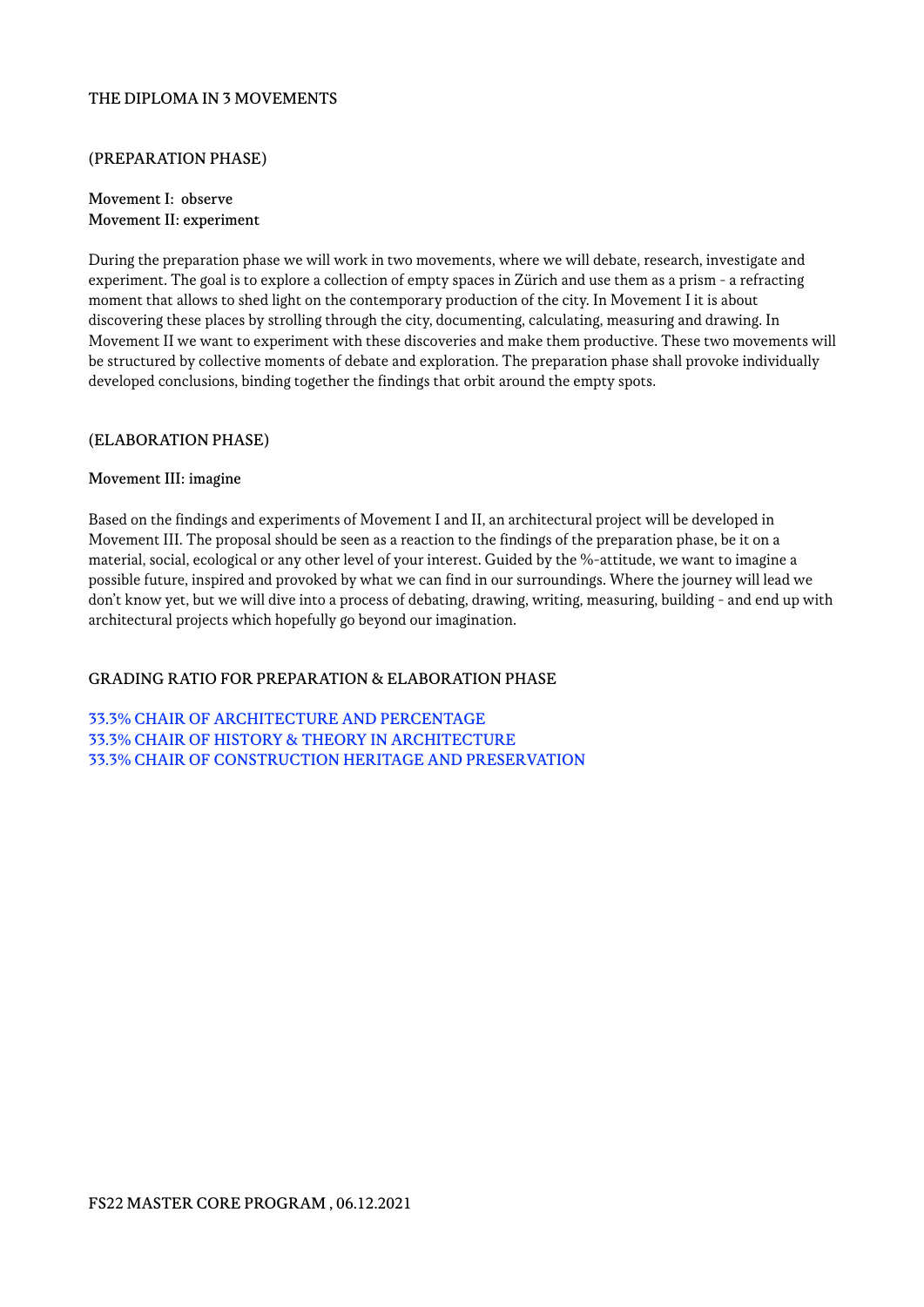# THE DIPLOMA IN 3 MOVEMENTS

## (PREPARATION PHASE)

Movement I: observe
Movement II: experiment

During the preparation phase we will work in two movements, where we will debate, research, investigate and experiment. The goal is to explore a collection of empty spaces in Zürich and use them as a prism - a refracting moment that allows to shed light on the contemporary production of the city. In Movement I it is about discovering these places by strolling through the city, documenting, calculating, measuring and drawing. In Movement II we want to experiment with these discoveries and make them productive. These two movements will be structured by collective moments of debate and exploration. The preparation phase shall provoke individually developed conclusions, binding together the findings that orbit around the empty spots.

## (ELABORATION PHASE)

Movement III: imagine

Based on the findings and experiments of Movement I and II, an architectural project will be developed in Movement III. The proposal should be seen as a reaction to the findings of the preparation phase, be it on a material, social, ecological or any other level of your interest. Guided by the %-attitude, we want to imagine a possible future, inspired and provoked by what we can find in our surroundings. Where the journey will lead we don't know yet, but we will dive into a process of debating, drawing, writing, measuring, building - and end up with architectural projects which hopefully go beyond our imagination.

## GRADING RATIO FOR PREPARATION & ELABORATION PHASE

33.3% CHAIR OF ARCHITECTURE AND PERCENTAGE
33.3% CHAIR OF HISTORY & THEORY IN ARCHITECTURE
33.3% CHAIR OF CONSTRUCTION HERITAGE AND PRESERVATION

FS22 MASTER CORE PROGRAM , 06.12.2021